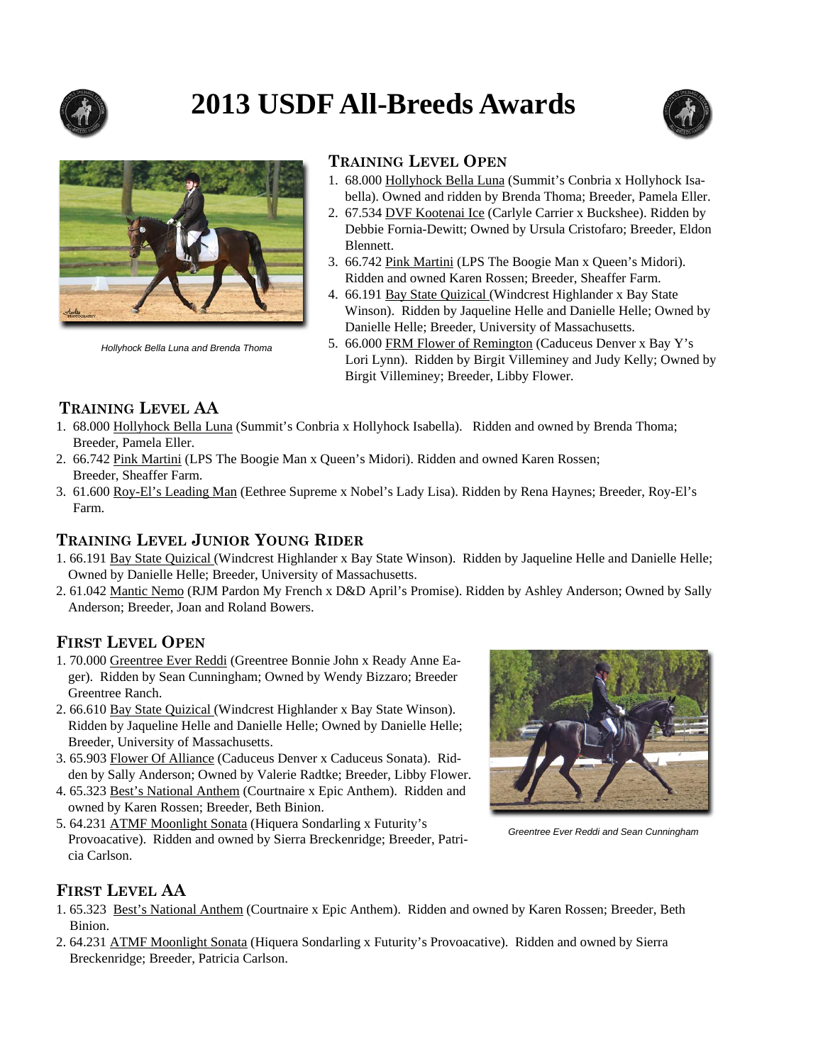# 2013 USDF All-Breeds Awards

Hollyhock Bella Luna and Brenda Thoma

## Training Level Open

1. 68.000 Hollyhock Bella Luna (Summit's Conbria x Hollyhock Isabella). Owned and ridden by Brenda Thoma; Breeder, Pamela Eller.
2. 67.534 DVF Kootenai Ice (Carlyle Carrier x Buckshee). Ridden by Debbie Fornia-Dewitt; Owned by Ursula Cristofaro; Breeder, Eldon Blennett.
3. 66.742 Pink Martini (LPS The Boogie Man x Queen's Midori). Ridden and owned Karen Rossen; Breeder, Sheaffer Farm.
4. 66.191 Bay State Quizical (Windcrest Highlander x Bay State Winson). Ridden by Jaqueline Helle and Danielle Helle; Owned by Danielle Helle; Breeder, University of Massachusetts.
5. 66.000 FRM Flower of Remington (Caduceus Denver x Bay Y's Lori Lynn). Ridden by Birgit Villeminey and Judy Kelly; Owned by Birgit Villeminey; Breeder, Libby Flower.

## Training Level AA

1. 68.000 Hollyhock Bella Luna (Summit's Conbria x Hollyhock Isabella). Ridden and owned by Brenda Thoma; Breeder, Pamela Eller.
2. 66.742 Pink Martini (LPS The Boogie Man x Queen's Midori). Ridden and owned Karen Rossen; Breeder, Sheaffer Farm.
3. 61.600 Roy-El's Leading Man (Eethree Supreme x Nobel's Lady Lisa). Ridden by Rena Haynes; Breeder, Roy-El's Farm.

## Training Level Junior Young Rider

1. 66.191 Bay State Quizical (Windcrest Highlander x Bay State Winson). Ridden by Jaqueline Helle and Danielle Helle; Owned by Danielle Helle; Breeder, University of Massachusetts.
2. 61.042 Mantic Nemo (RJM Pardon My French x D&D April's Promise). Ridden by Ashley Anderson; Owned by Sally Anderson; Breeder, Joan and Roland Bowers.

## First Level Open

1. 70.000 Greentree Ever Reddi (Greentree Bonnie John x Ready Anne Eager). Ridden by Sean Cunningham; Owned by Wendy Bizzaro; Breeder Greentree Ranch.
2. 66.610 Bay State Quizical (Windcrest Highlander x Bay State Winson). Ridden by Jaqueline Helle and Danielle Helle; Owned by Danielle Helle; Breeder, University of Massachusetts.
3. 65.903 Flower Of Alliance (Caduceus Denver x Caduceus Sonata). Ridden by Sally Anderson; Owned by Valerie Radtke; Breeder, Libby Flower.
4. 65.323 Best's National Anthem (Courtnaire x Epic Anthem). Ridden and owned by Karen Rossen; Breeder, Beth Binion.
5. 64.231 ATMF Moonlight Sonata (Hiquera Sondarling x Futurity's Provoacative). Ridden and owned by Sierra Breckenridge; Breeder, Patricia Carlson.

Greentree Ever Reddi and Sean Cunningham

## First Level AA

1. 65.323 Best's National Anthem (Courtnaire x Epic Anthem). Ridden and owned by Karen Rossen; Breeder, Beth Binion.
2. 64.231 ATMF Moonlight Sonata (Hiquera Sondarling x Futurity's Provoacative). Ridden and owned by Sierra Breckenridge; Breeder, Patricia Carlson.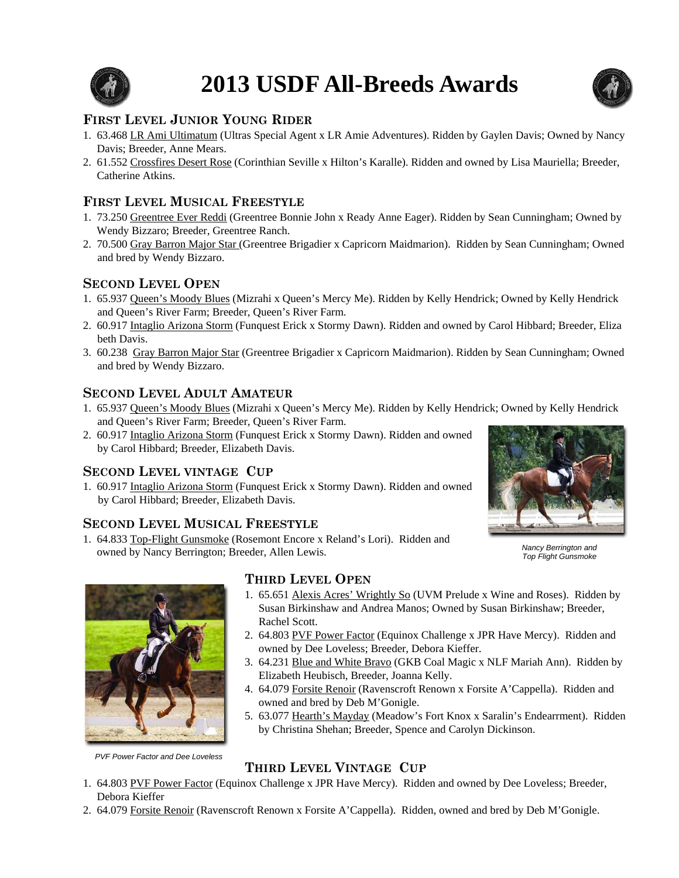# 2013 USDF All-Breeds Awards

## First Level Junior Young Rider

1. 63.468 LR Ami Ultimatum (Ultras Special Agent x LR Amie Adventures). Ridden by Gaylen Davis; Owned by Nancy Davis; Breeder, Anne Mears.
2. 61.552 Crossfires Desert Rose (Corinthian Seville x Hilton's Karalle). Ridden and owned by Lisa Mauriella; Breeder, Catherine Atkins.

## First Level Musical Freestyle

1. 73.250 Greentree Ever Reddi (Greentree Bonnie John x Ready Anne Eager). Ridden by Sean Cunningham; Owned by Wendy Bizzaro; Breeder, Greentree Ranch.
2. 70.500 Gray Barron Major Star (Greentree Brigadier x Capricorn Maidmarion). Ridden by Sean Cunningham; Owned and bred by Wendy Bizzaro.

## Second Level Open

1. 65.937 Queen's Moody Blues (Mizrahi x Queen's Mercy Me). Ridden by Kelly Hendrick; Owned by Kelly Hendrick and Queen's River Farm; Breeder, Queen's River Farm.
2. 60.917 Intaglio Arizona Storm (Funquest Erick x Stormy Dawn). Ridden and owned by Carol Hibbard; Breeder, Eliza beth Davis.
3. 60.238 Gray Barron Major Star (Greentree Brigadier x Capricorn Maidmarion). Ridden by Sean Cunningham; Owned and bred by Wendy Bizzaro.

## Second Level Adult Amateur

1. 65.937 Queen's Moody Blues (Mizrahi x Queen's Mercy Me). Ridden by Kelly Hendrick; Owned by Kelly Hendrick and Queen's River Farm; Breeder, Queen's River Farm.
2. 60.917 Intaglio Arizona Storm (Funquest Erick x Stormy Dawn). Ridden and owned by Carol Hibbard; Breeder, Elizabeth Davis.

## Second Level Vintage Cup

1. 60.917 Intaglio Arizona Storm (Funquest Erick x Stormy Dawn). Ridden and owned by Carol Hibbard; Breeder, Elizabeth Davis.

## Second Level Musical Freestyle

1. 64.833 Top-Flight Gunsmoke (Rosemont Encore x Reland's Lori). Ridden and owned by Nancy Berrington; Breeder, Allen Lewis.

*Nancy Berrington and Top Flight Gunsmoke*

## Third Level Open

1. 65.651 Alexis Acres' Wrightly So (UVM Prelude x Wine and Roses). Ridden by Susan Birkinshaw and Andrea Manos; Owned by Susan Birkinshaw; Breeder, Rachel Scott.
2. 64.803 PVF Power Factor (Equinox Challenge x JPR Have Mercy). Ridden and owned by Dee Loveless; Breeder, Debora Kieffer.
3. 64.231 Blue and White Bravo (GKB Coal Magic x NLF Mariah Ann). Ridden by Elizabeth Heubisch, Breeder, Joanna Kelly.
4. 64.079 Forsite Renoir (Ravenscroft Renown x Forsite A'Cappella). Ridden and owned and bred by Deb M'Gonigle.
5. 63.077 Hearth's Mayday (Meadow's Fort Knox x Saralin's Endearrment). Ridden by Christina Shehan; Breeder, Spence and Carolyn Dickinson.

*PVF Power Factor and Dee Loveless*

## Third Level Vintage Cup

1. 64.803 PVF Power Factor (Equinox Challenge x JPR Have Mercy). Ridden and owned by Dee Loveless; Breeder, Debora Kieffer
2. 64.079 Forsite Renoir (Ravenscroft Renown x Forsite A'Cappella). Ridden, owned and bred by Deb M'Gonigle.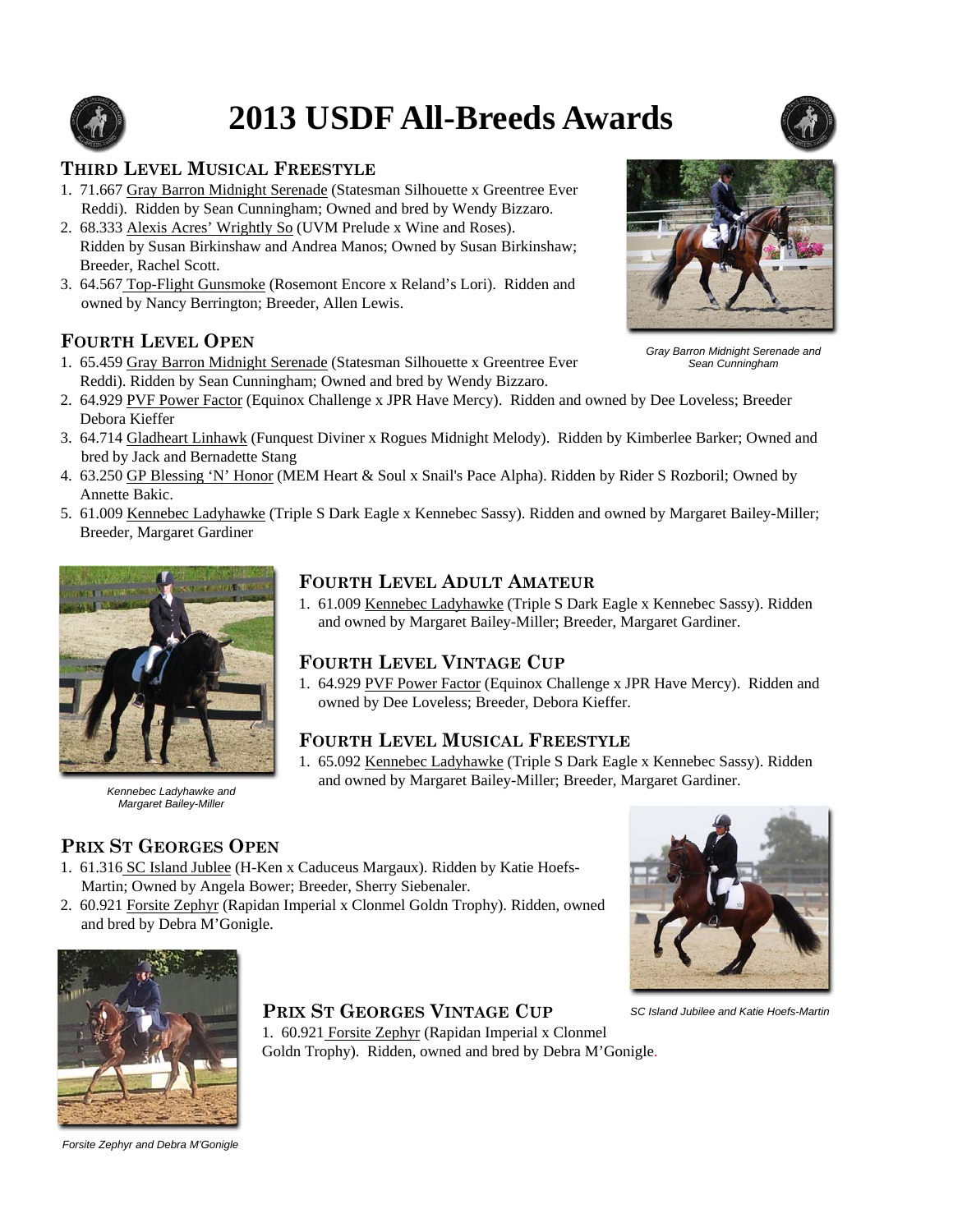# 2013 USDF All-Breeds Awards

## Third Level Musical Freestyle

1. 71.667 Gray Barron Midnight Serenade (Statesman Silhouette x Greentree Ever Reddi). Ridden by Sean Cunningham; Owned and bred by Wendy Bizzaro.
2. 68.333 Alexis Acres' Wrightly So (UVM Prelude x Wine and Roses). Ridden by Susan Birkinshaw and Andrea Manos; Owned by Susan Birkinshaw; Breeder, Rachel Scott.
3. 64.567 Top-Flight Gunsmoke (Rosemont Encore x Reland's Lori). Ridden and owned by Nancy Berrington; Breeder, Allen Lewis.

*Gray Barron Midnight Serenade and Sean Cunningham*

## Fourth Level Open

1. 65.459 Gray Barron Midnight Serenade (Statesman Silhouette x Greentree Ever Reddi). Ridden by Sean Cunningham; Owned and bred by Wendy Bizzaro.
2. 64.929 PVF Power Factor (Equinox Challenge x JPR Have Mercy). Ridden and owned by Dee Loveless; Breeder Debora Kieffer
3. 64.714 Gladheart Linhawk (Funquest Diviner x Rogues Midnight Melody). Ridden by Kimberlee Barker; Owned and bred by Jack and Bernadette Stang
4. 63.250 GP Blessing 'N' Honor (MEM Heart & Soul x Snail's Pace Alpha). Ridden by Rider S Rozboril; Owned by Annette Bakic.
5. 61.009 Kennebec Ladyhawke (Triple S Dark Eagle x Kennebec Sassy). Ridden and owned by Margaret Bailey-Miller; Breeder, Margaret Gardiner

*Kennebec Ladyhawke and Margaret Bailey-Miller*

## Fourth Level Adult Amateur

1. 61.009 Kennebec Ladyhawke (Triple S Dark Eagle x Kennebec Sassy). Ridden and owned by Margaret Bailey-Miller; Breeder, Margaret Gardiner.

## Fourth Level Vintage Cup

1. 64.929 PVF Power Factor (Equinox Challenge x JPR Have Mercy). Ridden and owned by Dee Loveless; Breeder, Debora Kieffer.

## Fourth Level Musical Freestyle

1. 65.092 Kennebec Ladyhawke (Triple S Dark Eagle x Kennebec Sassy). Ridden and owned by Margaret Bailey-Miller; Breeder, Margaret Gardiner.

## Prix St Georges Open

1. 61.316 SC Island Jublee (H-Ken x Caduceus Margaux). Ridden by Katie Hoefs-Martin; Owned by Angela Bower; Breeder, Sherry Siebenaler.
2. 60.921 Forsite Zephyr (Rapidan Imperial x Clonmel Goldn Trophy). Ridden, owned and bred by Debra M'Gonigle.

*SC Island Jubilee and Katie Hoefs-Martin*

## Prix St Georges Vintage Cup

1. 60.921 Forsite Zephyr (Rapidan Imperial x Clonmel Goldn Trophy). Ridden, owned and bred by Debra M'Gonigle.

*Forsite Zephyr and Debra M'Gonigle*